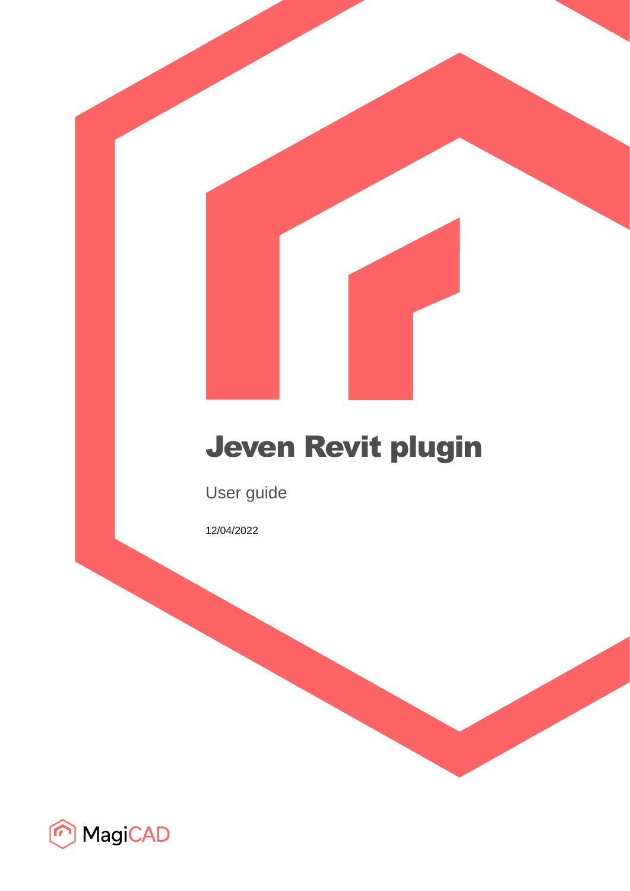# Jeven Revit plugin

User guide

12/04/2022

MagiCAD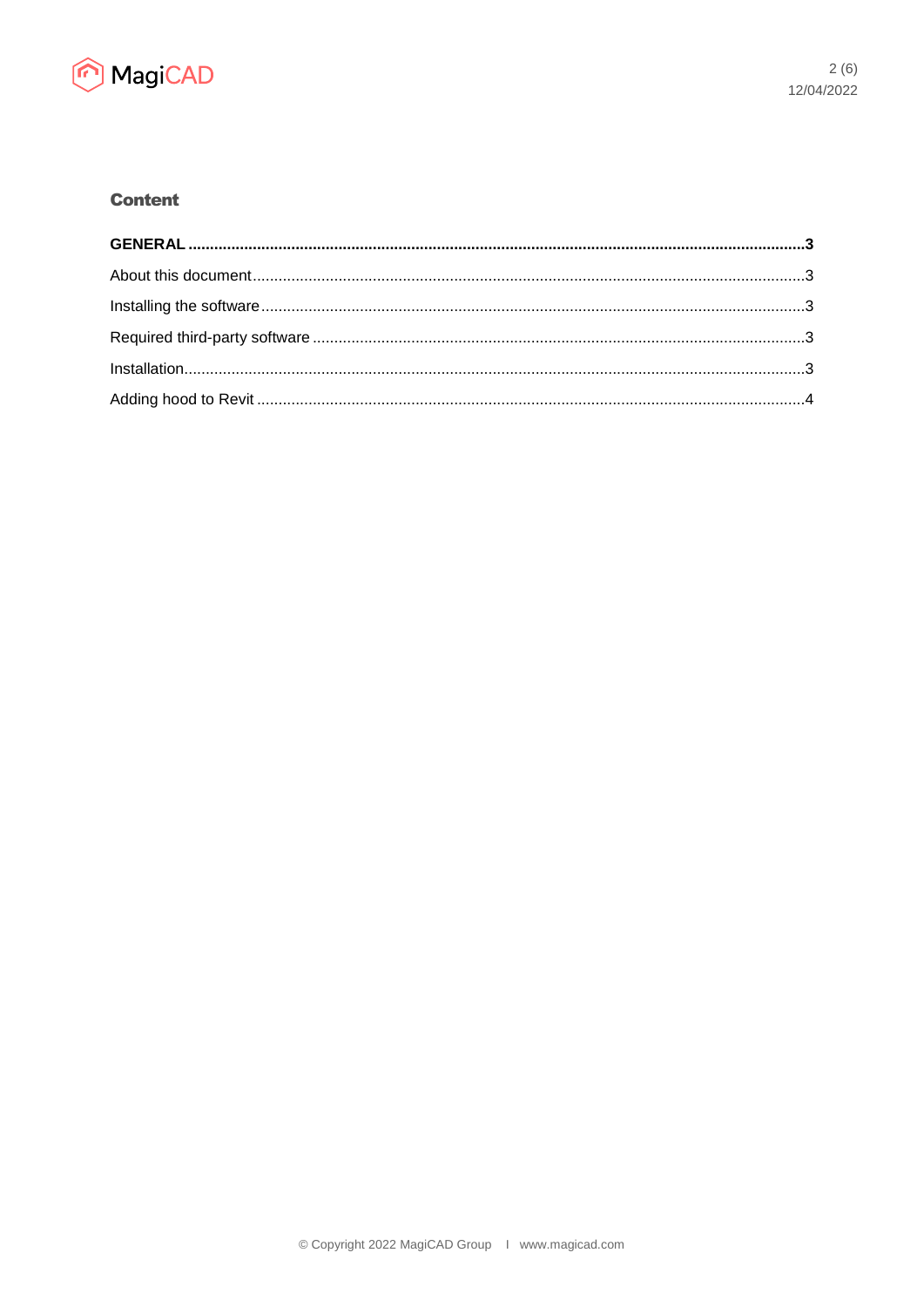## Content

**GENERAL** ........................................................................................................................................**3**

About this document...........................................................................................................................3

Installing the software.........................................................................................................................3

Required third-party software .............................................................................................................3

Installation..........................................................................................................................................3

Adding hood to Revit ..........................................................................................................................4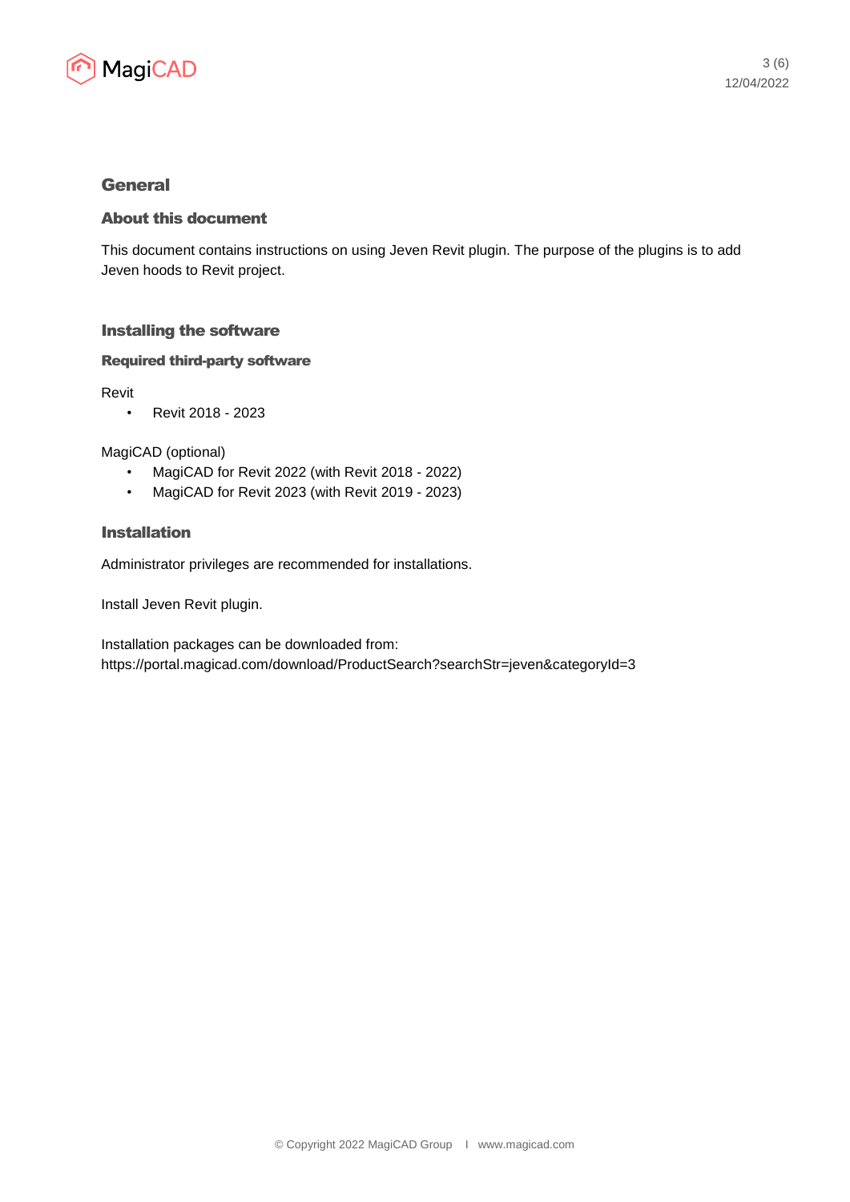# General

## About this document

This document contains instructions on using Jeven Revit plugin. The purpose of the plugins is to add Jeven hoods to Revit project.

## Installing the software

### Required third-party software

Revit

- Revit 2018 - 2023

MagiCAD (optional)

- MagiCAD for Revit 2022 (with Revit 2018 - 2022)
- MagiCAD for Revit 2023 (with Revit 2019 - 2023)

## Installation

Administrator privileges are recommended for installations.

Install Jeven Revit plugin.

Installation packages can be downloaded from:
https://portal.magicad.com/download/ProductSearch?searchStr=jeven&categoryId=3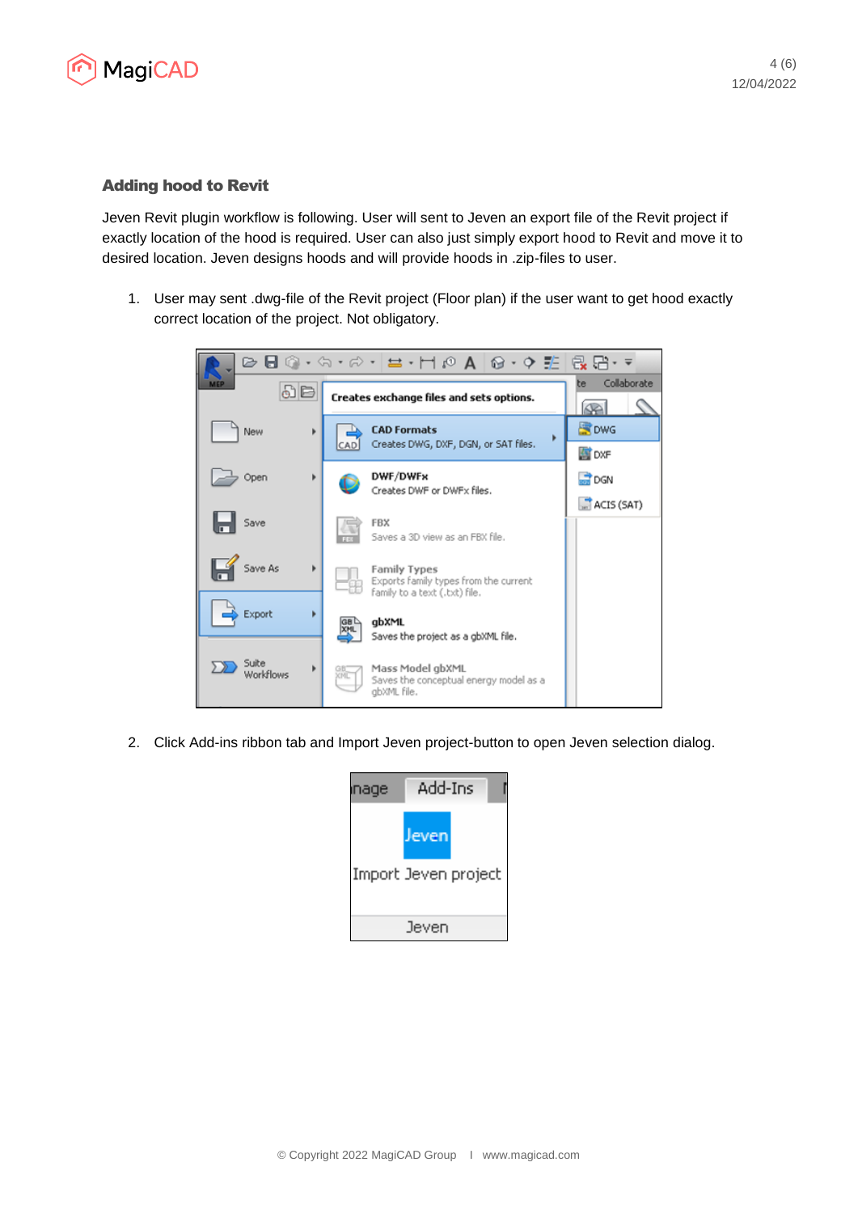## Adding hood to Revit

Jeven Revit plugin workflow is following. User will sent to Jeven an export file of the Revit project if exactly location of the hood is required. User can also just simply export hood to Revit and move it to desired location. Jeven designs hoods and will provide hoods in .zip-files to user.

1. User may sent .dwg-file of the Revit project (Floor plan) if the user want to get hood exactly correct location of the project. Not obligatory.

2. Click Add-ins ribbon tab and Import Jeven project-button to open Jeven selection dialog.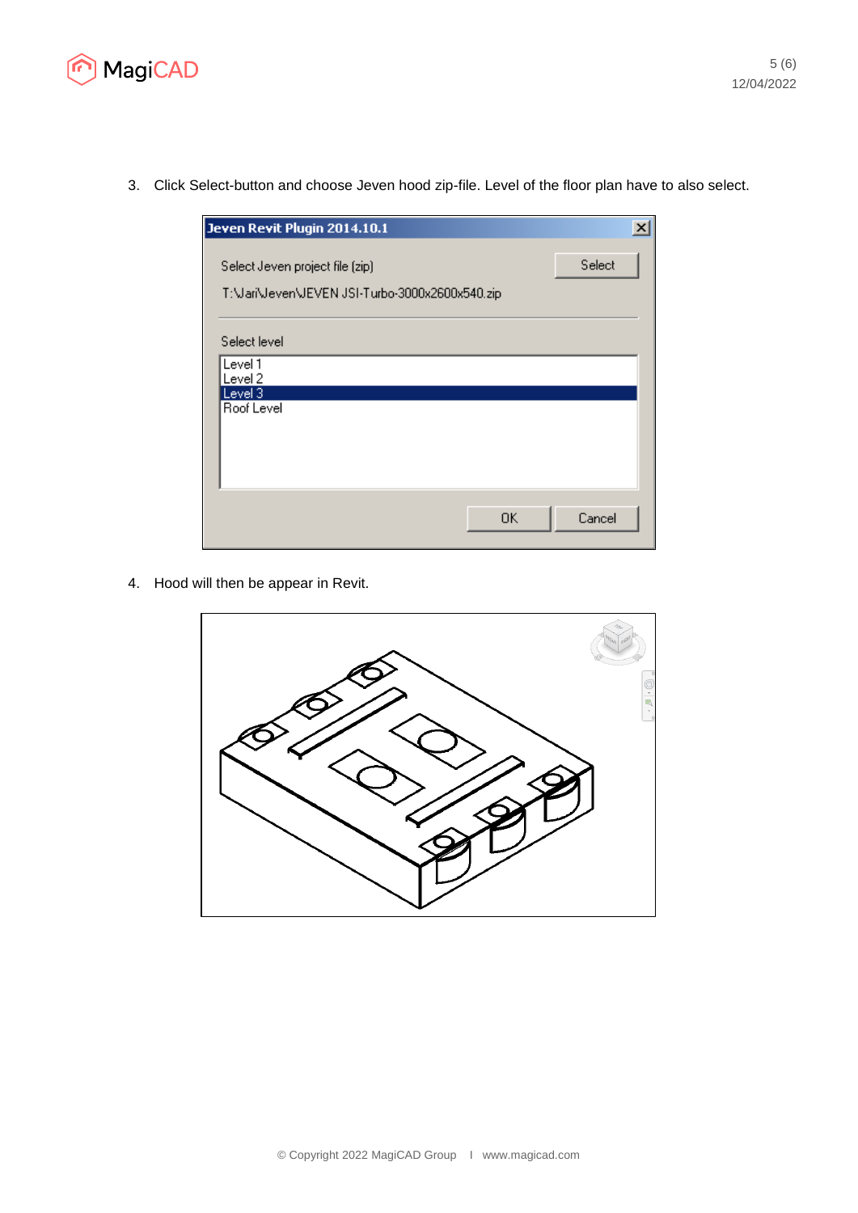3. Click Select-button and choose Jeven hood zip-file. Level of the floor plan have to also select.

4. Hood will then be appear in Revit.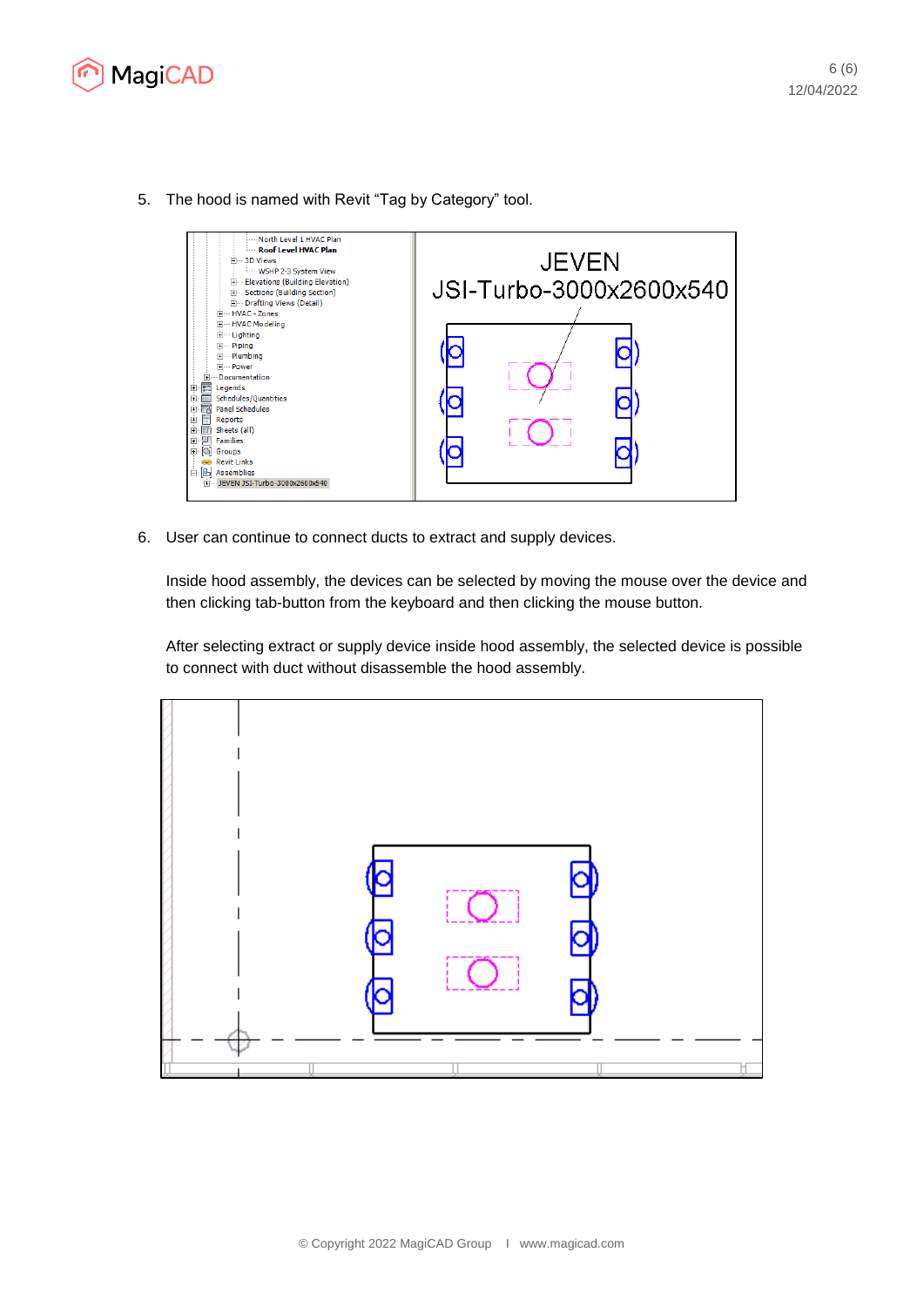5. The hood is named with Revit “Tag by Category” tool.

6. User can continue to connect ducts to extract and supply devices.

   Inside hood assembly, the devices can be selected by moving the mouse over the device and then clicking tab-button from the keyboard and then clicking the mouse button.

   After selecting extract or supply device inside hood assembly, the selected device is possible to connect with duct without disassemble the hood assembly.